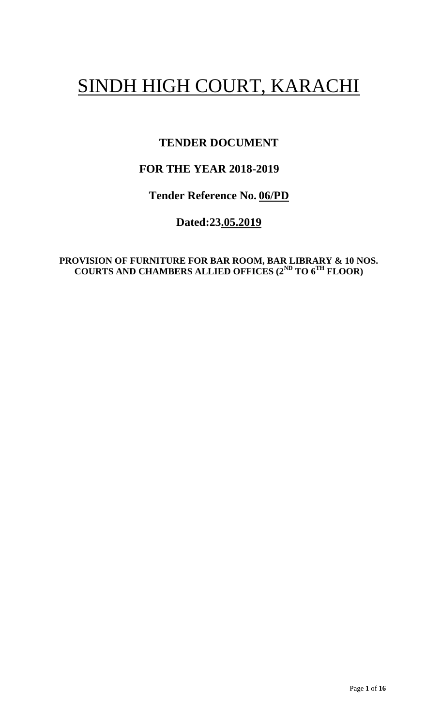# SINDH HIGH COURT, KARACHI

**TENDER DOCUMENT**

**FOR THE YEAR 2018-2019**

**Tender Reference No. 06/PD**

**Dated:23.05.2019**

**PROVISION OF FURNITURE FOR BAR ROOM, BAR LIBRARY & 10 NOS. COURTS AND CHAMBERS ALLIED OFFICES (2ND TO 6TH FLOOR)**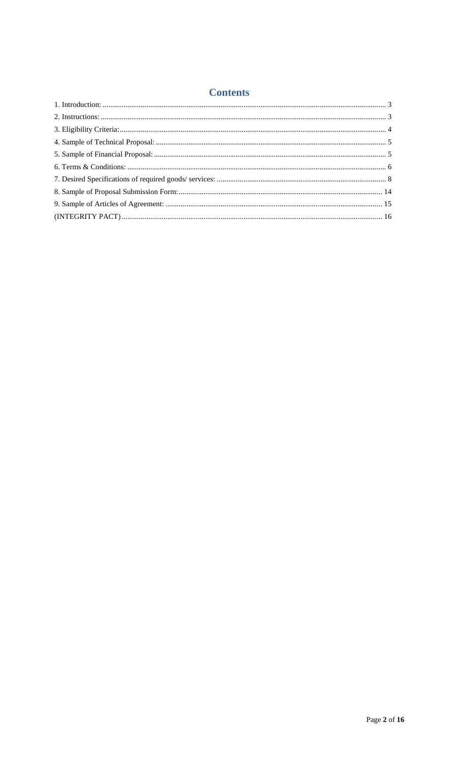# Contents

1. Introduction: ........ 3
2. Instructions: ........ 3
3. Eligibility Criteria: ........ 4
4. Sample of Technical Proposal: ........ 5
5. Sample of Financial Proposal: ........ 5
6. Terms & Conditions: ........ 6
7. Desired Specifications of required goods/ services: ........ 8
8. Sample of Proposal Submission Form: ........ 14
9. Sample of Articles of Agreement: ........ 15

(INTEGRITY PACT) ........ 16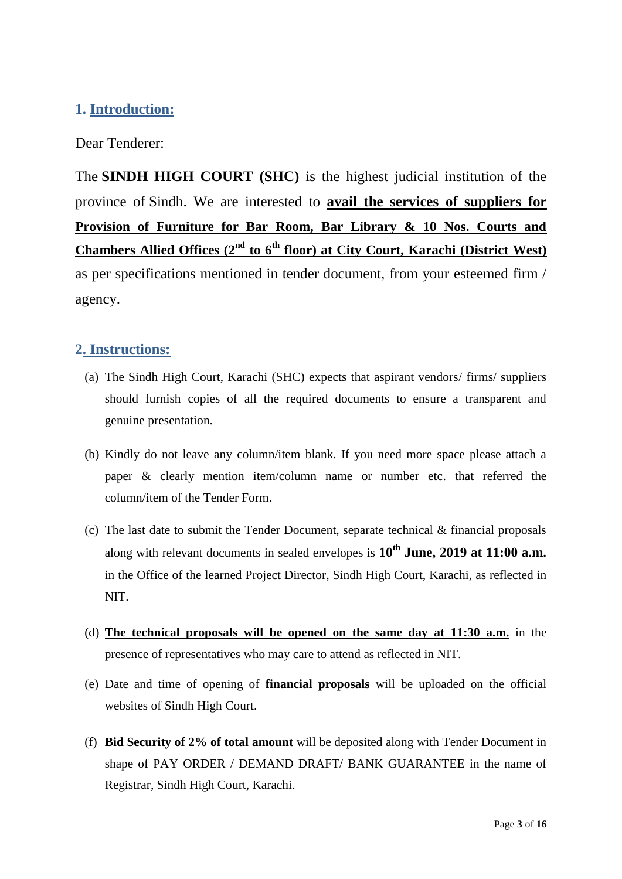## 1. Introduction:

Dear Tenderer:

The **SINDH HIGH COURT (SHC)** is the highest judicial institution of the province of Sindh. We are interested to **avail the services of suppliers for Provision of Furniture for Bar Room, Bar Library & 10 Nos. Courts and Chambers Allied Offices (2nd to 6th floor) at City Court, Karachi (District West)** as per specifications mentioned in tender document, from your esteemed firm / agency.

## 2. Instructions:

(a) The Sindh High Court, Karachi (SHC) expects that aspirant vendors/ firms/ suppliers should furnish copies of all the required documents to ensure a transparent and genuine presentation.

(b) Kindly do not leave any column/item blank. If you need more space please attach a paper & clearly mention item/column name or number etc. that referred the column/item of the Tender Form.

(c) The last date to submit the Tender Document, separate technical & financial proposals along with relevant documents in sealed envelopes is **10th June, 2019 at 11:00 a.m.** in the Office of the learned Project Director, Sindh High Court, Karachi, as reflected in NIT.

(d) **The technical proposals will be opened on the same day at 11:30 a.m.** in the presence of representatives who may care to attend as reflected in NIT.

(e) Date and time of opening of **financial proposals** will be uploaded on the official websites of Sindh High Court.

(f) **Bid Security of 2% of total amount** will be deposited along with Tender Document in shape of PAY ORDER / DEMAND DRAFT/ BANK GUARANTEE in the name of Registrar, Sindh High Court, Karachi.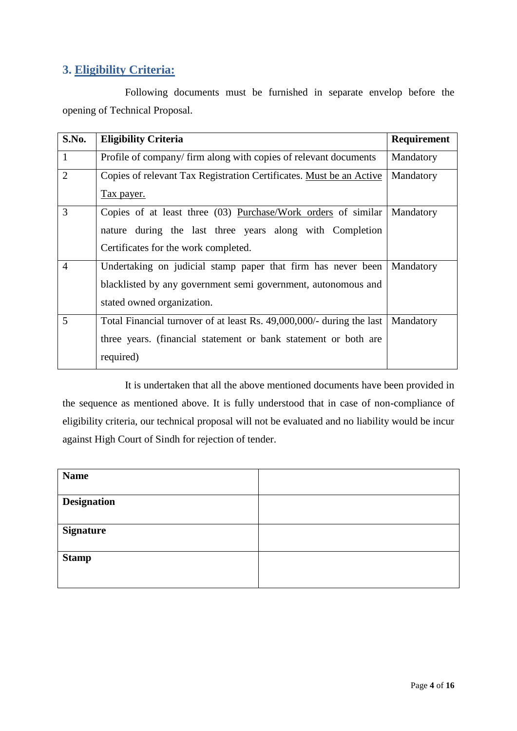## 3. Eligibility Criteria:

Following documents must be furnished in separate envelop before the opening of Technical Proposal.

| S.No. | Eligibility Criteria | Requirement |
|---|---|---|
| 1 | Profile of company/ firm along with copies of relevant documents | Mandatory |
| 2 | Copies of relevant Tax Registration Certificates. Must be an Active Tax payer. | Mandatory |
| 3 | Copies of at least three (03) Purchase/Work orders of similar nature during the last three years along with Completion Certificates for the work completed. | Mandatory |
| 4 | Undertaking on judicial stamp paper that firm has never been blacklisted by any government semi government, autonomous and stated owned organization. | Mandatory |
| 5 | Total Financial turnover of at least Rs. 49,000,000/- during the last three years. (financial statement or bank statement or both are required) | Mandatory |

It is undertaken that all the above mentioned documents have been provided in the sequence as mentioned above. It is fully understood that in case of non-compliance of eligibility criteria, our technical proposal will not be evaluated and no liability would be incur against High Court of Sindh for rejection of tender.

| | |
|---|---|
| **Name** | |
| **Designation** | |
| **Signature** | |
| **Stamp** | |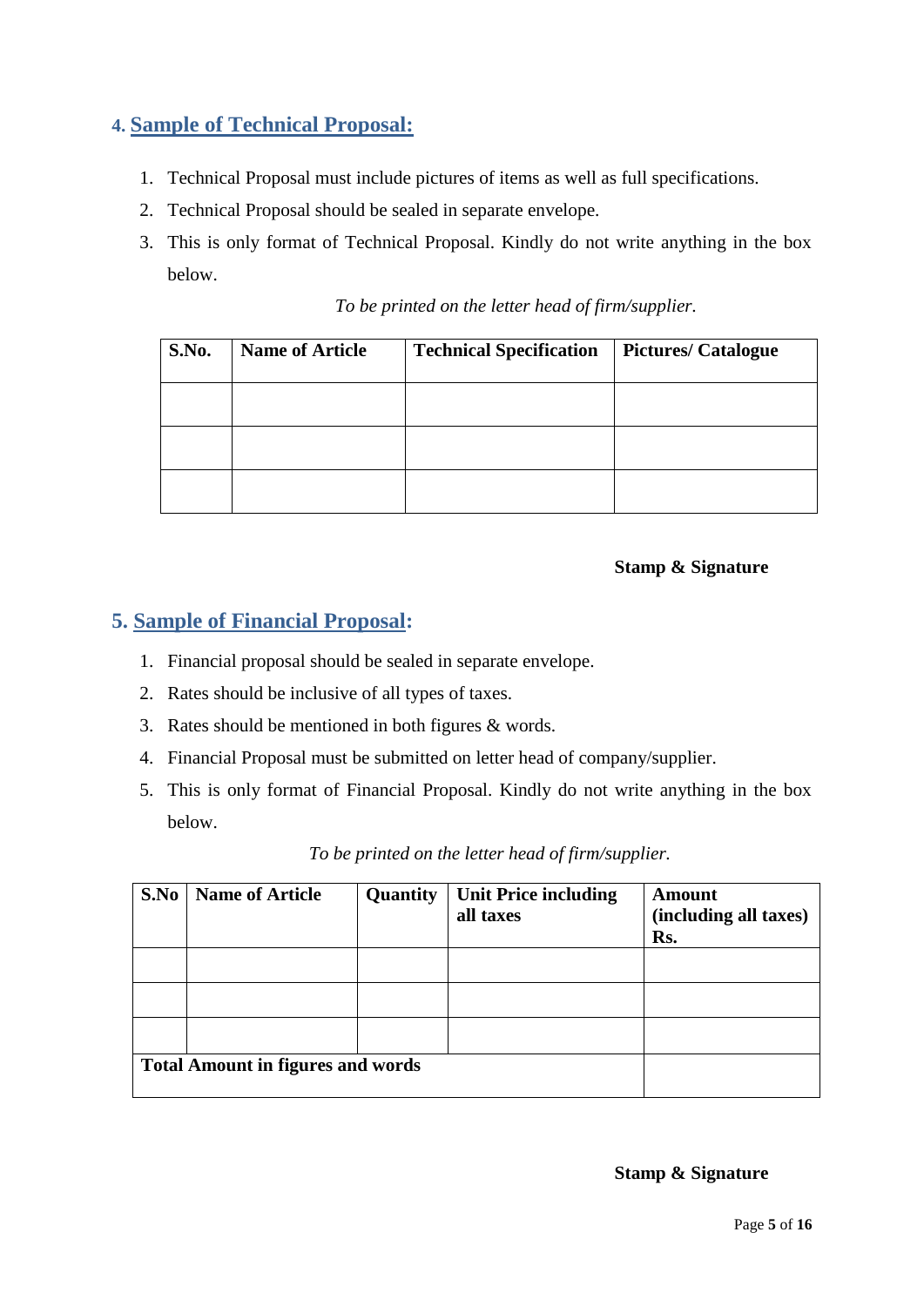## 4. Sample of Technical Proposal:

1. Technical Proposal must include pictures of items as well as full specifications.
2. Technical Proposal should be sealed in separate envelope.
3. This is only format of Technical Proposal. Kindly do not write anything in the box below.

*To be printed on the letter head of firm/supplier.*

| S.No. | Name of Article | Technical Specification | Pictures/ Catalogue |
|---|---|---|---|
| | | | |
| | | | |
| | | | |

**Stamp & Signature**

## 5. Sample of Financial Proposal:

1. Financial proposal should be sealed in separate envelope.
2. Rates should be inclusive of all types of taxes.
3. Rates should be mentioned in both figures & words.
4. Financial Proposal must be submitted on letter head of company/supplier.
5. This is only format of Financial Proposal. Kindly do not write anything in the box below.

*To be printed on the letter head of firm/supplier.*

| S.No | Name of Article | Quantity | Unit Price including all taxes | Amount (including all taxes) Rs. |
|---|---|---|---|---|
| | | | | |
| | | | | |
| | | | | |
| **Total Amount in figures and words** | | | | |

**Stamp & Signature**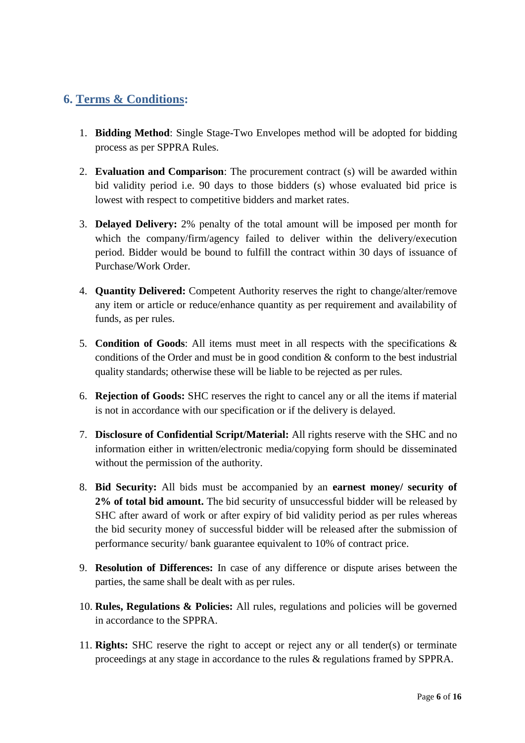## 6. Terms & Conditions:

1. **Bidding Method**: Single Stage-Two Envelopes method will be adopted for bidding process as per SPPRA Rules.

2. **Evaluation and Comparison**: The procurement contract (s) will be awarded within bid validity period i.e. 90 days to those bidders (s) whose evaluated bid price is lowest with respect to competitive bidders and market rates.

3. **Delayed Delivery:** 2% penalty of the total amount will be imposed per month for which the company/firm/agency failed to deliver within the delivery/execution period. Bidder would be bound to fulfill the contract within 30 days of issuance of Purchase/Work Order.

4. **Quantity Delivered:** Competent Authority reserves the right to change/alter/remove any item or article or reduce/enhance quantity as per requirement and availability of funds, as per rules.

5. **Condition of Goods**: All items must meet in all respects with the specifications & conditions of the Order and must be in good condition & conform to the best industrial quality standards; otherwise these will be liable to be rejected as per rules.

6. **Rejection of Goods:** SHC reserves the right to cancel any or all the items if material is not in accordance with our specification or if the delivery is delayed.

7. **Disclosure of Confidential Script/Material:** All rights reserve with the SHC and no information either in written/electronic media/copying form should be disseminated without the permission of the authority.

8. **Bid Security:** All bids must be accompanied by an **earnest money/ security of 2% of total bid amount.** The bid security of unsuccessful bidder will be released by SHC after award of work or after expiry of bid validity period as per rules whereas the bid security money of successful bidder will be released after the submission of performance security/ bank guarantee equivalent to 10% of contract price.

9. **Resolution of Differences:** In case of any difference or dispute arises between the parties, the same shall be dealt with as per rules.

10. **Rules, Regulations & Policies:** All rules, regulations and policies will be governed in accordance to the SPPRA.

11. **Rights:** SHC reserve the right to accept or reject any or all tender(s) or terminate proceedings at any stage in accordance to the rules & regulations framed by SPPRA.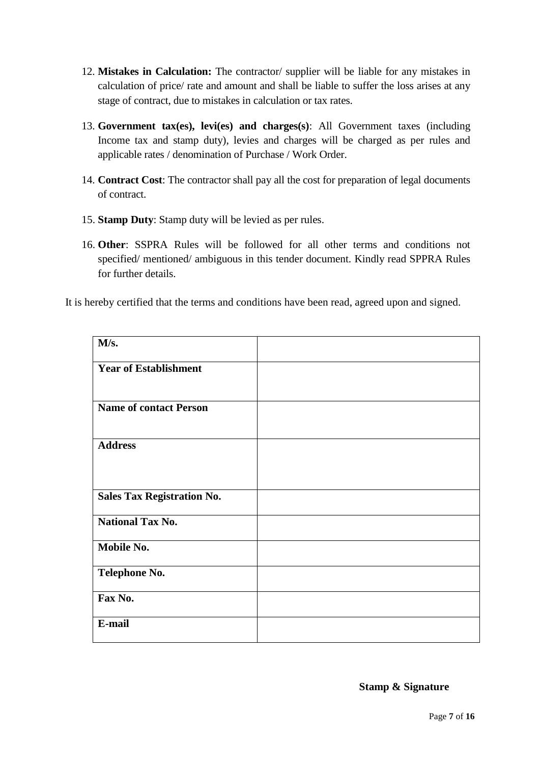12. **Mistakes in Calculation:** The contractor/ supplier will be liable for any mistakes in calculation of price/ rate and amount and shall be liable to suffer the loss arises at any stage of contract, due to mistakes in calculation or tax rates.

13. **Government tax(es), levi(es) and charges(s)**: All Government taxes (including Income tax and stamp duty), levies and charges will be charged as per rules and applicable rates / denomination of Purchase / Work Order.

14. **Contract Cost**: The contractor shall pay all the cost for preparation of legal documents of contract.

15. **Stamp Duty**: Stamp duty will be levied as per rules.

16. **Other**: SSPRA Rules will be followed for all other terms and conditions not specified/ mentioned/ ambiguous in this tender document. Kindly read SPPRA Rules for further details.

It is hereby certified that the terms and conditions have been read, agreed upon and signed.

| **M/s.** | |
|---|---|
| **Year of Establishment** | |
| **Name of contact Person** | |
| **Address** | |
| **Sales Tax Registration No.** | |
| **National Tax No.** | |
| **Mobile No.** | |
| **Telephone No.** | |
| **Fax No.** | |
| **E-mail** | |

**Stamp & Signature**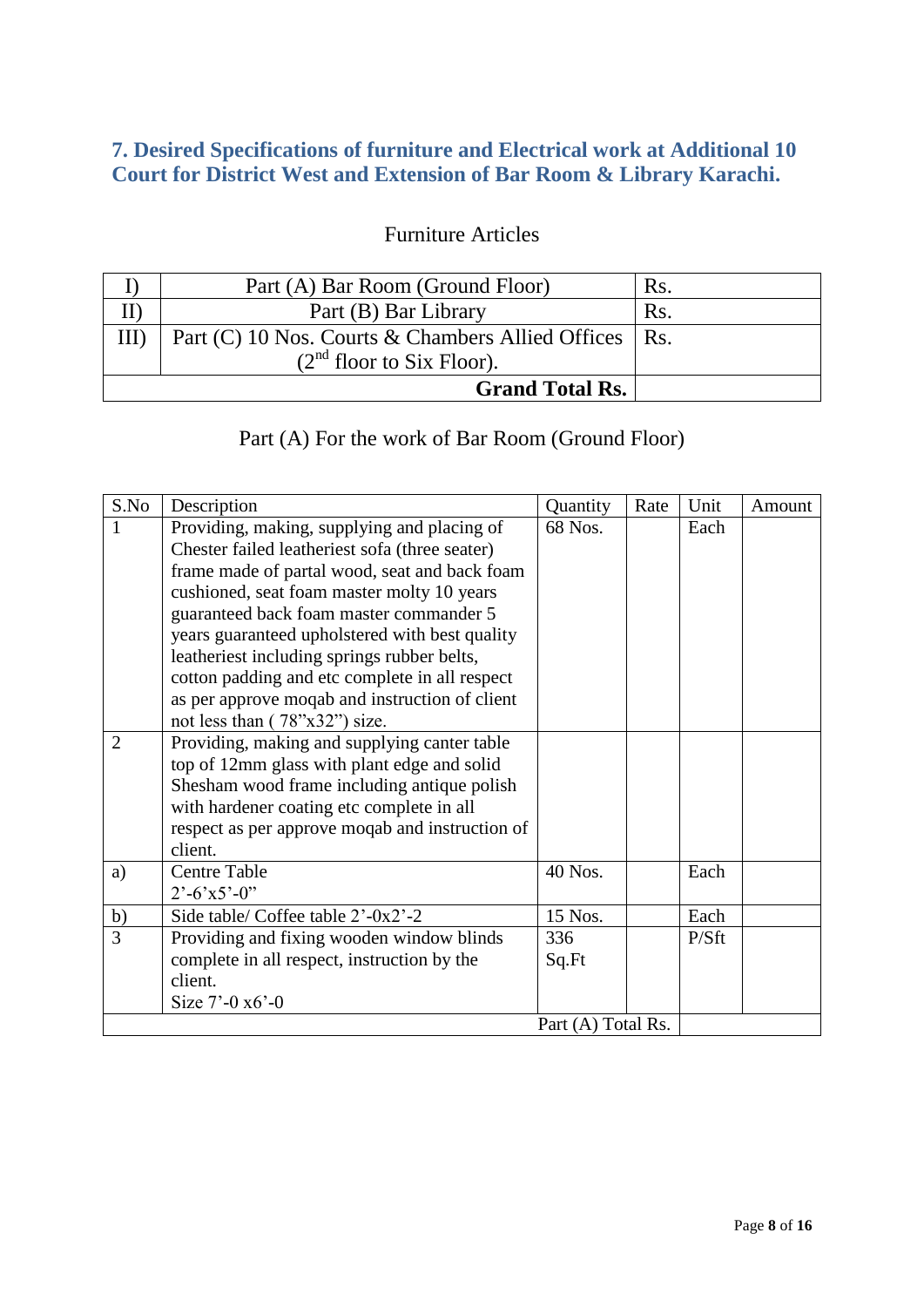### 7. Desired Specifications of furniture and Electrical work at Additional 10 Court for District West and Extension of Bar Room & Library Karachi.

Furniture Articles

| | | |
|---|---|---|
| I) | Part (A) Bar Room (Ground Floor) | Rs. |
| II) | Part (B) Bar Library | Rs. |
| III) | Part (C) 10 Nos. Courts & Chambers Allied Offices (2nd floor to Six Floor). | Rs. |
| | **Grand Total Rs.** | |

Part (A) For the work of Bar Room (Ground Floor)

| S.No | Description | Quantity | Rate | Unit | Amount |
|---|---|---|---|---|---|
| 1 | Providing, making, supplying and placing of Chester failed leatheriest sofa (three seater) frame made of partal wood, seat and back foam cushioned, seat foam master molty 10 years guaranteed back foam master commander 5 years guaranteed upholstered with best quality leatheriest including springs rubber belts, cotton padding and etc complete in all respect as per approve moqab and instruction of client not less than ( 78"x32") size. | 68 Nos. | | Each | |
| 2 | Providing, making and supplying canter table top of 12mm glass with plant edge and solid Shesham wood frame including antique polish with hardener coating etc complete in all respect as per approve moqab and instruction of client. | | | | |
| a) | Centre Table 2'-6'x5'-0" | 40 Nos. | | Each | |
| b) | Side table/ Coffee table 2'-0x2'-2 | 15 Nos. | | Each | |
| 3 | Providing and fixing wooden window blinds complete in all respect, instruction by the client. Size 7'-0 x6'-0 | 336 Sq.Ft | | P/Sft | |
| | | Part (A) Total Rs. | | | |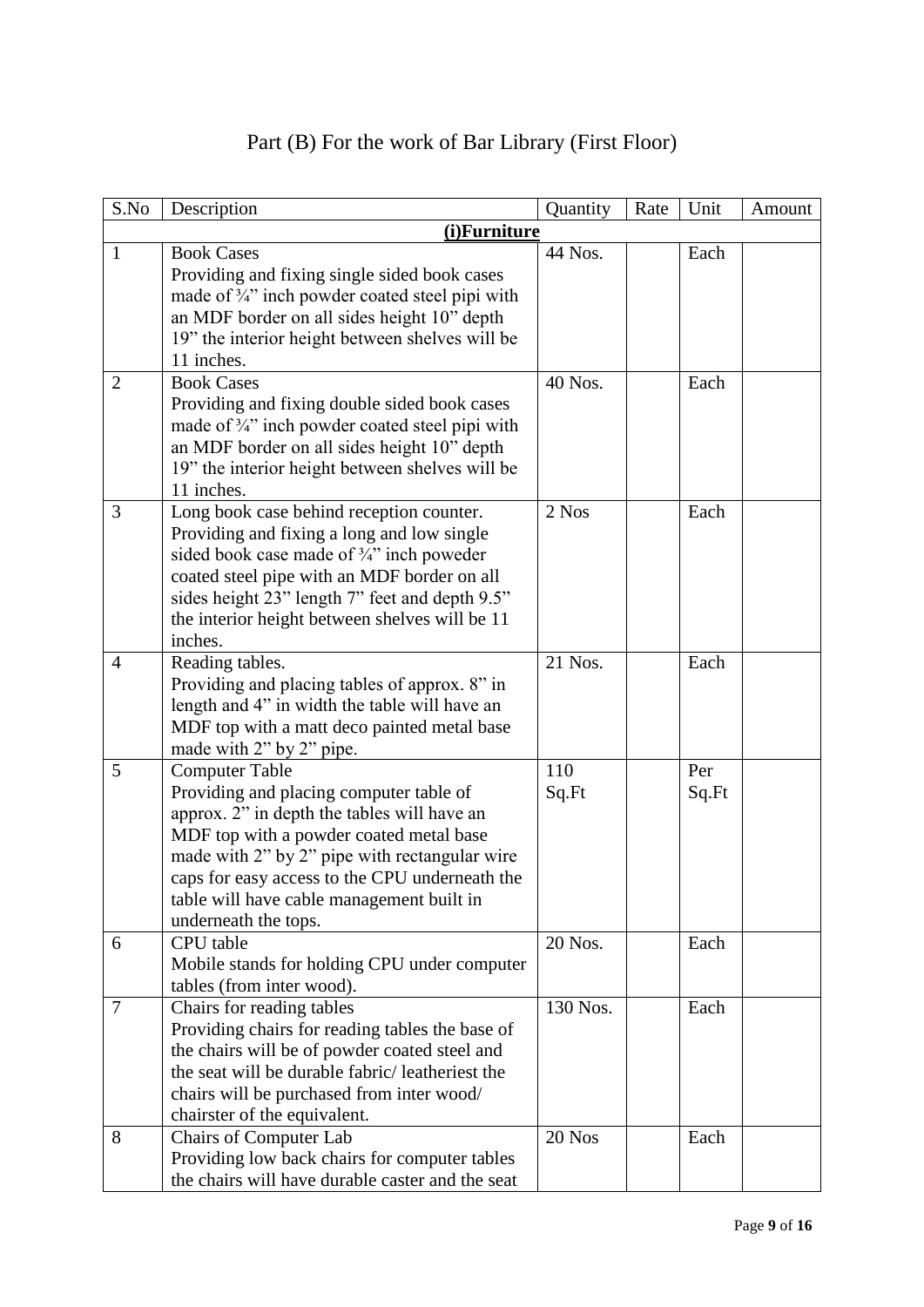# Part (B) For the work of Bar Library (First Floor)

| S.No | Description | Quantity | Rate | Unit | Amount |
|---|---|---|---|---|---|
| | **(i)Furniture** | | | | |
| 1 | Book Cases<br>Providing and fixing single sided book cases made of ¾" inch powder coated steel pipi with an MDF border on all sides height 10" depth 19" the interior height between shelves will be 11 inches. | 44 Nos. | | Each | |
| 2 | Book Cases<br>Providing and fixing double sided book cases made of ¾" inch powder coated steel pipi with an MDF border on all sides height 10" depth 19" the interior height between shelves will be 11 inches. | 40 Nos. | | Each | |
| 3 | Long book case behind reception counter.<br>Providing and fixing a long and low single sided book case made of ¾" inch poweder coated steel pipe with an MDF border on all sides height 23" length 7" feet and depth 9.5" the interior height between shelves will be 11 inches. | 2 Nos | | Each | |
| 4 | Reading tables.<br>Providing and placing tables of approx. 8" in length and 4" in width the table will have an MDF top with a matt deco painted metal base made with 2" by 2" pipe. | 21 Nos. | | Each | |
| 5 | Computer Table<br>Providing and placing computer table of approx. 2" in depth the tables will have an MDF top with a powder coated metal base made with 2" by 2" pipe with rectangular wire caps for easy access to the CPU underneath the table will have cable management built in underneath the tops. | 110 Sq.Ft | | Per Sq.Ft | |
| 6 | CPU table<br>Mobile stands for holding CPU under computer tables (from inter wood). | 20 Nos. | | Each | |
| 7 | Chairs for reading tables<br>Providing chairs for reading tables the base of the chairs will be of powder coated steel and the seat will be durable fabric/ leatheriest the chairs will be purchased from inter wood/ chairster of the equivalent. | 130 Nos. | | Each | |
| 8 | Chairs of Computer Lab<br>Providing low back chairs for computer tables the chairs will have durable caster and the seat | 20 Nos | | Each | |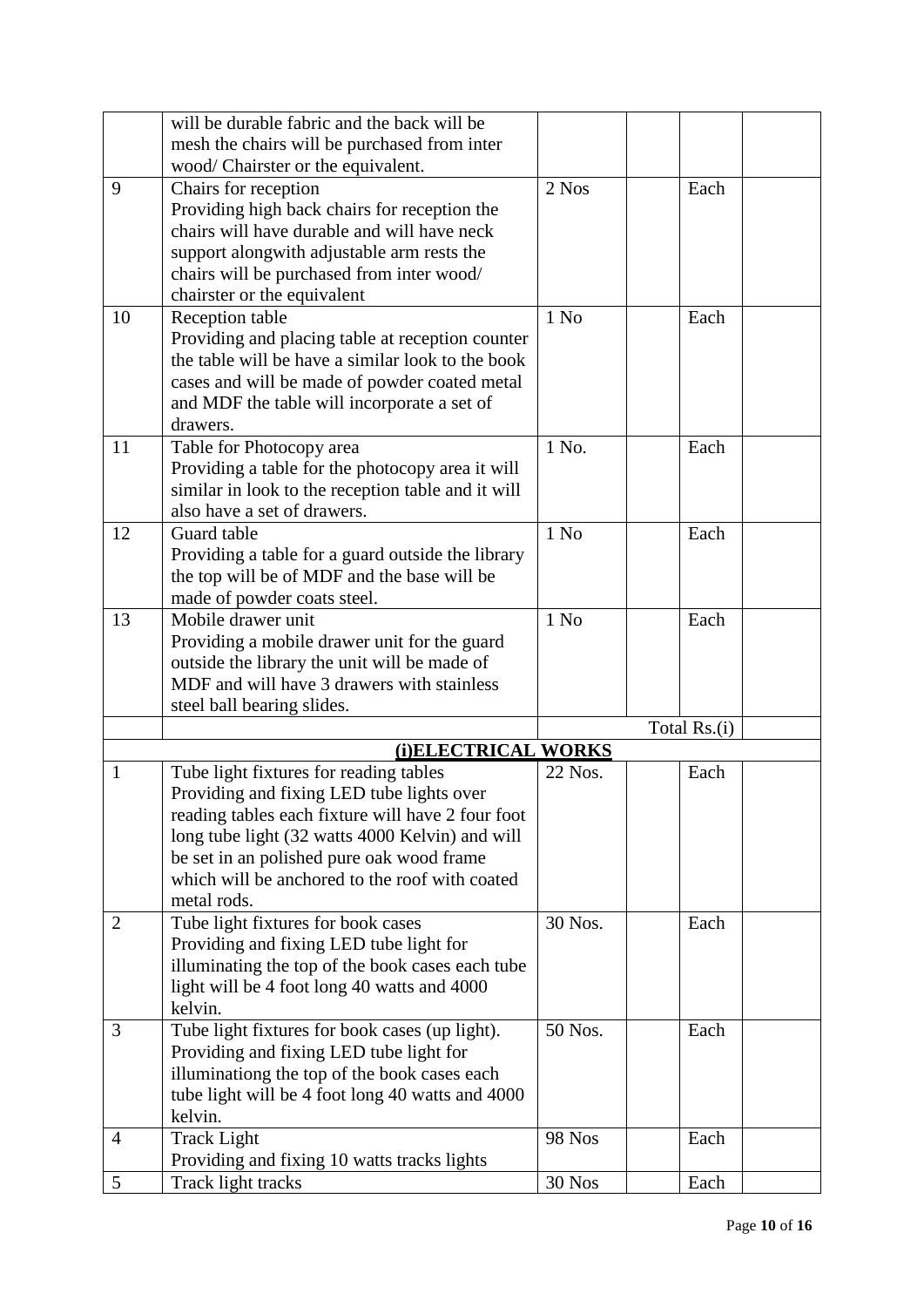|  |  |  |  |  |  |
|---|---|---|---|---|---|
|  | will be durable fabric and the back will be mesh the chairs will be purchased from inter wood/ Chairster or the equivalent. |  |  |  |  |
| 9 | Chairs for reception<br>Providing high back chairs for reception the chairs will have durable and will have neck support alongwith adjustable arm rests the chairs will be purchased from inter wood/ chairster or the equivalent | 2 Nos |  | Each |  |
| 10 | Reception table<br>Providing and placing table at reception counter the table will be have a similar look to the book cases and will be made of powder coated metal and MDF the table will incorporate a set of drawers. | 1 No |  | Each |  |
| 11 | Table for Photocopy area<br>Providing a table for the photocopy area it will similar in look to the reception table and it will also have a set of drawers. | 1 No. |  | Each |  |
| 12 | Guard table<br>Providing a table for a guard outside the library the top will be of MDF and the base will be made of powder coats steel. | 1 No |  | Each |  |
| 13 | Mobile drawer unit<br>Providing a mobile drawer unit for the guard outside the library the unit will be made of MDF and will have 3 drawers with stainless steel ball bearing slides. | 1 No |  | Each |  |
|  |  |  | Total Rs.(i) |  |  |
|  | **(i)ELECTRICAL WORKS** |  |  |  |  |
| 1 | Tube light fixtures for reading tables<br>Providing and fixing LED tube lights over reading tables each fixture will have 2 four foot long tube light (32 watts 4000 Kelvin) and will be set in an polished pure oak wood frame which will be anchored to the roof with coated metal rods. | 22 Nos. |  | Each |  |
| 2 | Tube light fixtures for book cases<br>Providing and fixing LED tube light for illuminating the top of the book cases each tube light will be 4 foot long 40 watts and 4000 kelvin. | 30 Nos. |  | Each |  |
| 3 | Tube light fixtures for book cases (up light).<br>Providing and fixing LED tube light for illuminationg the top of the book cases each tube light will be 4 foot long 40 watts and 4000 kelvin. | 50 Nos. |  | Each |  |
| 4 | Track Light<br>Providing and fixing 10 watts tracks lights | 98 Nos |  | Each |  |
| 5 | Track light tracks | 30 Nos |  | Each |  |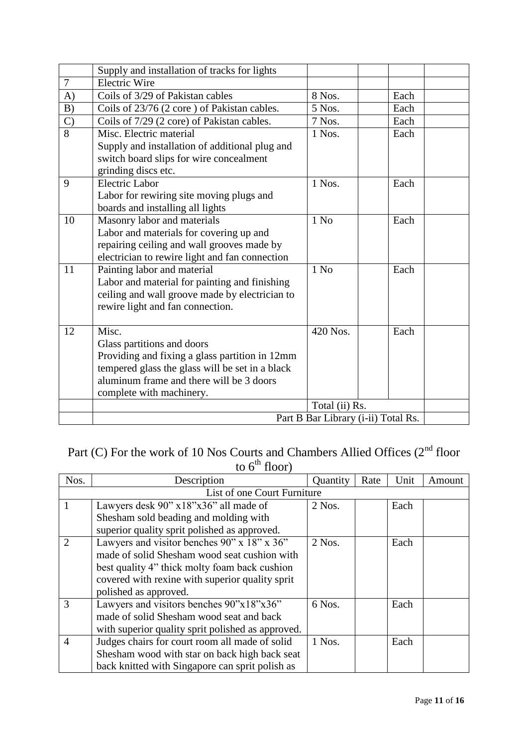|  | Supply and installation of tracks for lights |  |  |  |  |
|---|---|---|---|---|---|
| 7 | Electric Wire |  |  |  |  |
| A) | Coils of 3/29 of Pakistan cables | 8 Nos. |  | Each |  |
| B) | Coils of 23/76 (2 core ) of Pakistan cables. | 5 Nos. |  | Each |  |
| C) | Coils of 7/29 (2 core) of Pakistan cables. | 7 Nos. |  | Each |  |
| 8 | Misc. Electric material<br>Supply and installation of additional plug and switch board slips for wire concealment grinding discs etc. | 1 Nos. |  | Each |  |
| 9 | Electric Labor<br>Labor for rewiring site moving plugs and boards and installing all lights | 1 Nos. |  | Each |  |
| 10 | Masonry labor and materials<br>Labor and materials for covering up and repairing ceiling and wall grooves made by electrician to rewire light and fan connection | 1 No |  | Each |  |
| 11 | Painting labor and material<br>Labor and material for painting and finishing ceiling and wall groove made by electrician to rewire light and fan connection. | 1 No |  | Each |  |
| 12 | Misc.<br>Glass partitions and doors<br>Providing and fixing a glass partition in 12mm tempered glass the glass will be set in a black aluminum frame and there will be 3 doors complete with machinery. | 420 Nos. |  | Each |  |
|  |  | Total (ii) Rs. |  |  |  |
|  | Part B Bar Library (i-ii) Total Rs. |  |  |  |  |

## Part (C) For the work of 10 Nos Courts and Chambers Allied Offices (2nd floor to 6th floor)

| Nos. | Description | Quantity | Rate | Unit | Amount |
|---|---|---|---|---|---|
| List of one Court Furniture |  |  |  |  |  |
| 1 | Lawyers desk 90" x18"x36" all made of Shesham sold beading and molding with superior quality sprit polished as approved. | 2 Nos. |  | Each |  |
| 2 | Lawyers and visitor benches 90" x 18" x 36" made of solid Shesham wood seat cushion with best quality 4" thick molty foam back cushion covered with rexine with superior quality sprit polished as approved. | 2 Nos. |  | Each |  |
| 3 | Lawyers and visitors benches 90"x18"x36" made of solid Shesham wood seat and back with superior quality sprit polished as approved. | 6 Nos. |  | Each |  |
| 4 | Judges chairs for court room all made of solid Shesham wood with star on back high back seat back knitted with Singapore can sprit polish as | 1 Nos. |  | Each |  |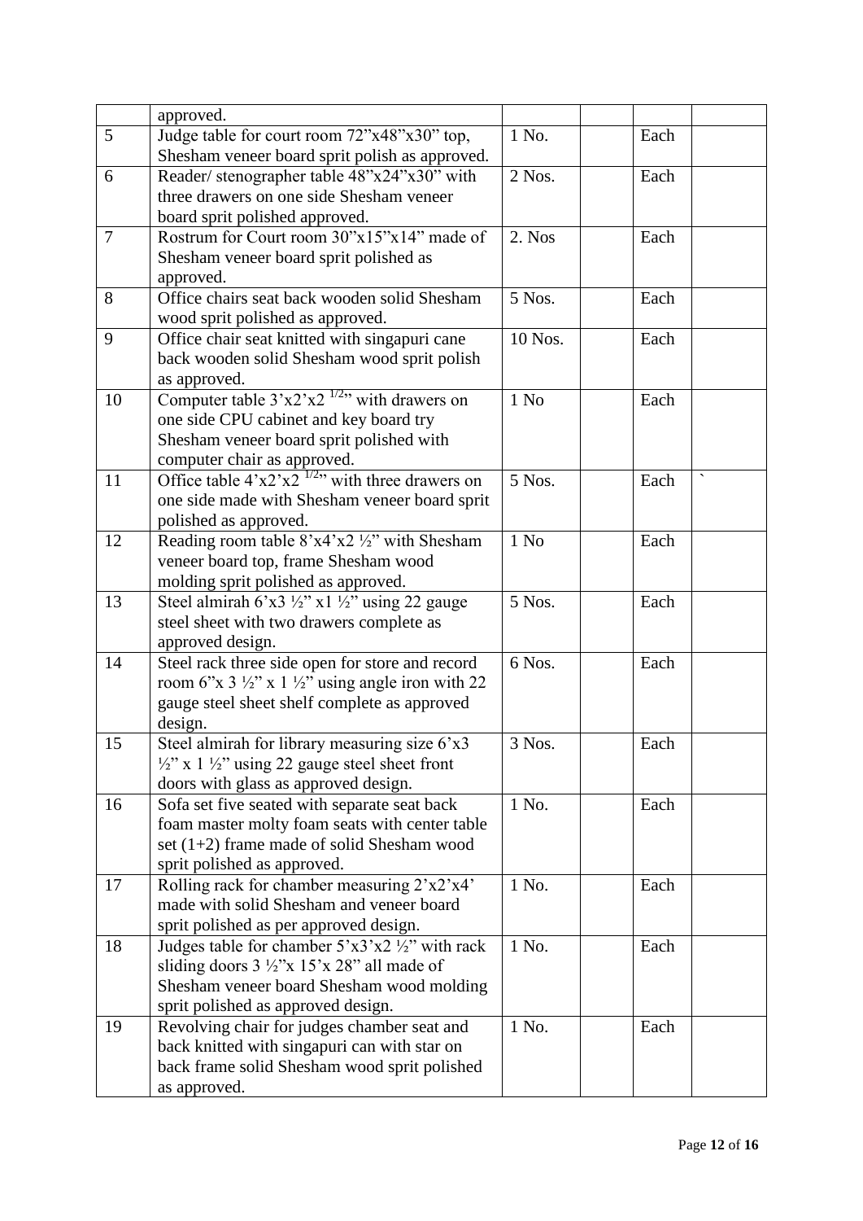| | | | | | |
|---|---|---|---|---|---|
| | approved. | | | | |
| 5 | Judge table for court room 72"x48"x30" top, Shesham veneer board sprit polish as approved. | 1 No. | | Each | |
| 6 | Reader/ stenographer table 48"x24"x30" with three drawers on one side Shesham veneer board sprit polished approved. | 2 Nos. | | Each | |
| 7 | Rostrum for Court room 30"x15"x14" made of Shesham veneer board sprit polished as approved. | 2. Nos | | Each | |
| 8 | Office chairs seat back wooden solid Shesham wood sprit polished as approved. | 5 Nos. | | Each | |
| 9 | Office chair seat knitted with singapuri cane back wooden solid Shesham wood sprit polish as approved. | 10 Nos. | | Each | |
| 10 | Computer table 3'x2'x2 1/2" with drawers on one side CPU cabinet and key board try Shesham veneer board sprit polished with computer chair as approved. | 1 No | | Each | |
| 11 | Office table 4'x2'x2 1/2" with three drawers on one side made with Shesham veneer board sprit polished as approved. | 5 Nos. | | Each | ` |
| 12 | Reading room table 8'x4'x2 ½" with Shesham veneer board top, frame Shesham wood molding sprit polished as approved. | 1 No | | Each | |
| 13 | Steel almirah 6'x3 ½" x1 ½" using 22 gauge steel sheet with two drawers complete as approved design. | 5 Nos. | | Each | |
| 14 | Steel rack three side open for store and record room 6"x 3 ½" x 1 ½" using angle iron with 22 gauge steel sheet shelf complete as approved design. | 6 Nos. | | Each | |
| 15 | Steel almirah for library measuring size 6'x3 ½" x 1 ½" using 22 gauge steel sheet front doors with glass as approved design. | 3 Nos. | | Each | |
| 16 | Sofa set five seated with separate seat back foam master molty foam seats with center table set (1+2) frame made of solid Shesham wood sprit polished as approved. | 1 No. | | Each | |
| 17 | Rolling rack for chamber measuring 2'x2'x4' made with solid Shesham and veneer board sprit polished as per approved design. | 1 No. | | Each | |
| 18 | Judges table for chamber 5'x3'x2 ½" with rack sliding doors 3 ½"x 15'x 28" all made of Shesham veneer board Shesham wood molding sprit polished as approved design. | 1 No. | | Each | |
| 19 | Revolving chair for judges chamber seat and back knitted with singapuri can with star on back frame solid Shesham wood sprit polished as approved. | 1 No. | | Each | |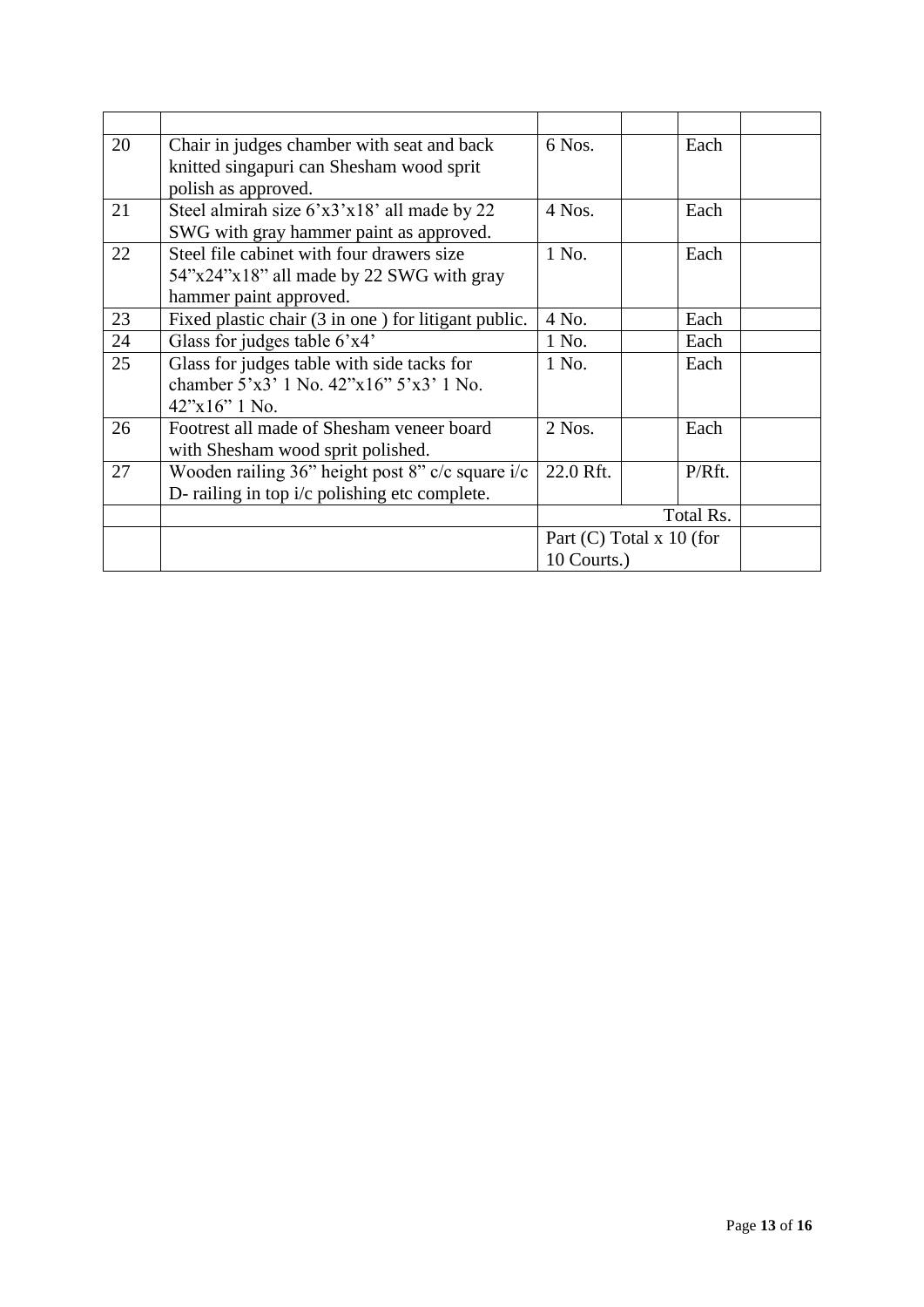| | | | | | |
|---|---|---|---|---|---|
| 20 | Chair in judges chamber with seat and back knitted singapuri can Shesham wood sprit polish as approved. | 6 Nos. | | Each | |
| 21 | Steel almirah size 6'x3'x18' all made by 22 SWG with gray hammer paint as approved. | 4 Nos. | | Each | |
| 22 | Steel file cabinet with four drawers size 54"x24"x18" all made by 22 SWG with gray hammer paint approved. | 1 No. | | Each | |
| 23 | Fixed plastic chair (3 in one ) for litigant public. | 4 No. | | Each | |
| 24 | Glass for judges table 6'x4' | 1 No. | | Each | |
| 25 | Glass for judges table with side tacks for chamber 5'x3' 1 No. 42"x16" 5'x3' 1 No. 42"x16" 1 No. | 1 No. | | Each | |
| 26 | Footrest all made of Shesham veneer board with Shesham wood sprit polished. | 2 Nos. | | Each | |
| 27 | Wooden railing 36" height post 8" c/c square i/c D- railing in top i/c polishing etc complete. | 22.0 Rft. | | P/Rft. | |
| | | Total Rs. | | | |
| | | Part (C) Total x 10 (for 10 Courts.) | | | |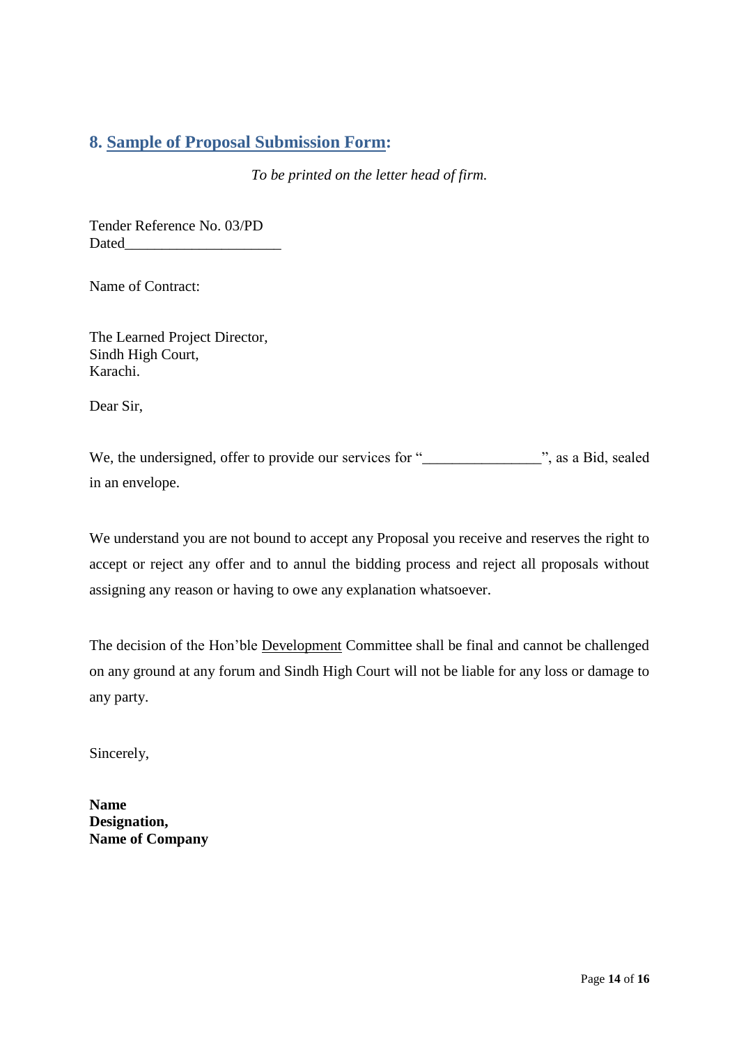## 8. Sample of Proposal Submission Form:

*To be printed on the letter head of firm.*

Tender Reference No. 03/PD
Dated_____________________

Name of Contract:

The Learned Project Director,
Sindh High Court,
Karachi.

Dear Sir,

We, the undersigned, offer to provide our services for "________________", as a Bid, sealed in an envelope.

We understand you are not bound to accept any Proposal you receive and reserves the right to accept or reject any offer and to annul the bidding process and reject all proposals without assigning any reason or having to owe any explanation whatsoever.

The decision of the Hon'ble Development Committee shall be final and cannot be challenged on any ground at any forum and Sindh High Court will not be liable for any loss or damage to any party.

Sincerely,

**Name**
**Designation,**
**Name of Company**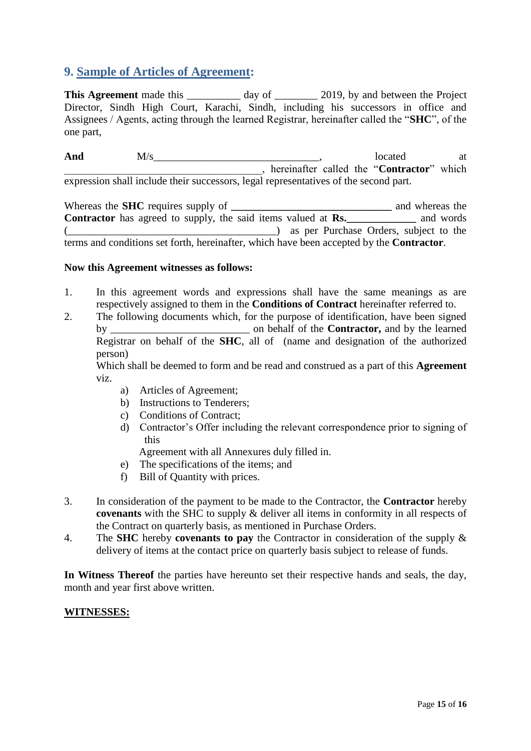## 9. Sample of Articles of Agreement:

**This Agreement** made this __________ day of ________ 2019, by and between the Project Director, Sindh High Court, Karachi, Sindh, including his successors in office and Assignees / Agents, acting through the learned Registrar, hereinafter called the "**SHC**", of the one part,

**And** M/s______________________________, located at ______________________________________, hereinafter called the "**Contractor**" which expression shall include their successors, legal representatives of the second part.

Whereas the **SHC** requires supply of ______________________________ and whereas the **Contractor** has agreed to supply, the said items valued at **Rs.**_____________ and words (________________________________________) as per Purchase Orders, subject to the terms and conditions set forth, hereinafter, which have been accepted by the **Contractor**.

**Now this Agreement witnesses as follows:**

1. In this agreement words and expressions shall have the same meanings as are respectively assigned to them in the **Conditions of Contract** hereinafter referred to.
2. The following documents which, for the purpose of identification, have been signed by __________________________ on behalf of the **Contractor,** and by the learned Registrar on behalf of the **SHC**, all of (name and designation of the authorized person)
   Which shall be deemed to form and be read and construed as a part of this **Agreement** viz.
   a) Articles of Agreement;
   b) Instructions to Tenderers;
   c) Conditions of Contract;
   d) Contractor's Offer including the relevant correspondence prior to signing of this
      Agreement with all Annexures duly filled in.
   e) The specifications of the items; and
   f) Bill of Quantity with prices.

3. In consideration of the payment to be made to the Contractor, the **Contractor** hereby **covenants** with the SHC to supply & deliver all items in conformity in all respects of the Contract on quarterly basis, as mentioned in Purchase Orders.
4. The **SHC** hereby **covenants to pay** the Contractor in consideration of the supply & delivery of items at the contact price on quarterly basis subject to release of funds.

**In Witness Thereof** the parties have hereunto set their respective hands and seals, the day, month and year first above written.

**WITNESSES:**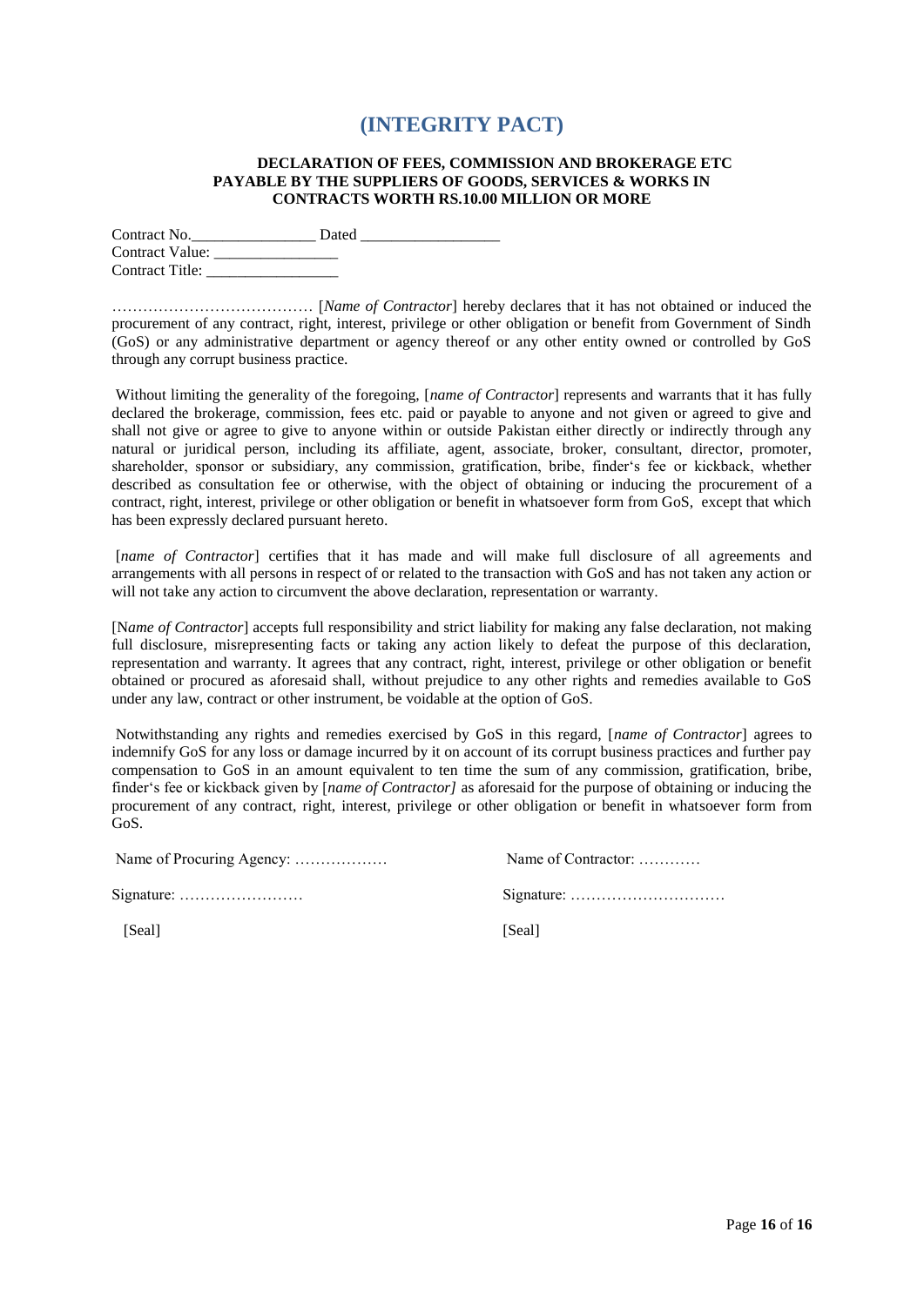# (INTEGRITY PACT)

**DECLARATION OF FEES, COMMISSION AND BROKERAGE ETC PAYABLE BY THE SUPPLIERS OF GOODS, SERVICES & WORKS IN CONTRACTS WORTH RS.10.00 MILLION OR MORE**

Contract No.________________ Dated __________________
Contract Value: ________________
Contract Title: _________________

………………………………… [*Name of Contractor*] hereby declares that it has not obtained or induced the procurement of any contract, right, interest, privilege or other obligation or benefit from Government of Sindh (GoS) or any administrative department or agency thereof or any other entity owned or controlled by GoS through any corrupt business practice.

Without limiting the generality of the foregoing, [*name of Contractor*] represents and warrants that it has fully declared the brokerage, commission, fees etc. paid or payable to anyone and not given or agreed to give and shall not give or agree to give to anyone within or outside Pakistan either directly or indirectly through any natural or juridical person, including its affiliate, agent, associate, broker, consultant, director, promoter, shareholder, sponsor or subsidiary, any commission, gratification, bribe, finder's fee or kickback, whether described as consultation fee or otherwise, with the object of obtaining or inducing the procurement of a contract, right, interest, privilege or other obligation or benefit in whatsoever form from GoS, except that which has been expressly declared pursuant hereto.

[*name of Contractor*] certifies that it has made and will make full disclosure of all agreements and arrangements with all persons in respect of or related to the transaction with GoS and has not taken any action or will not take any action to circumvent the above declaration, representation or warranty.

[N*ame of Contractor*] accepts full responsibility and strict liability for making any false declaration, not making full disclosure, misrepresenting facts or taking any action likely to defeat the purpose of this declaration, representation and warranty. It agrees that any contract, right, interest, privilege or other obligation or benefit obtained or procured as aforesaid shall, without prejudice to any other rights and remedies available to GoS under any law, contract or other instrument, be voidable at the option of GoS.

Notwithstanding any rights and remedies exercised by GoS in this regard, [*name of Contractor*] agrees to indemnify GoS for any loss or damage incurred by it on account of its corrupt business practices and further pay compensation to GoS in an amount equivalent to ten time the sum of any commission, gratification, bribe, finder's fee or kickback given by [*name of Contractor]* as aforesaid for the purpose of obtaining or inducing the procurement of any contract, right, interest, privilege or other obligation or benefit in whatsoever form from GoS.

| | |
|---|---|
| Name of Procuring Agency: ……………… | Name of Contractor: ………… |
| Signature: …………………… | Signature: ………………………… |
| [Seal] | [Seal] |